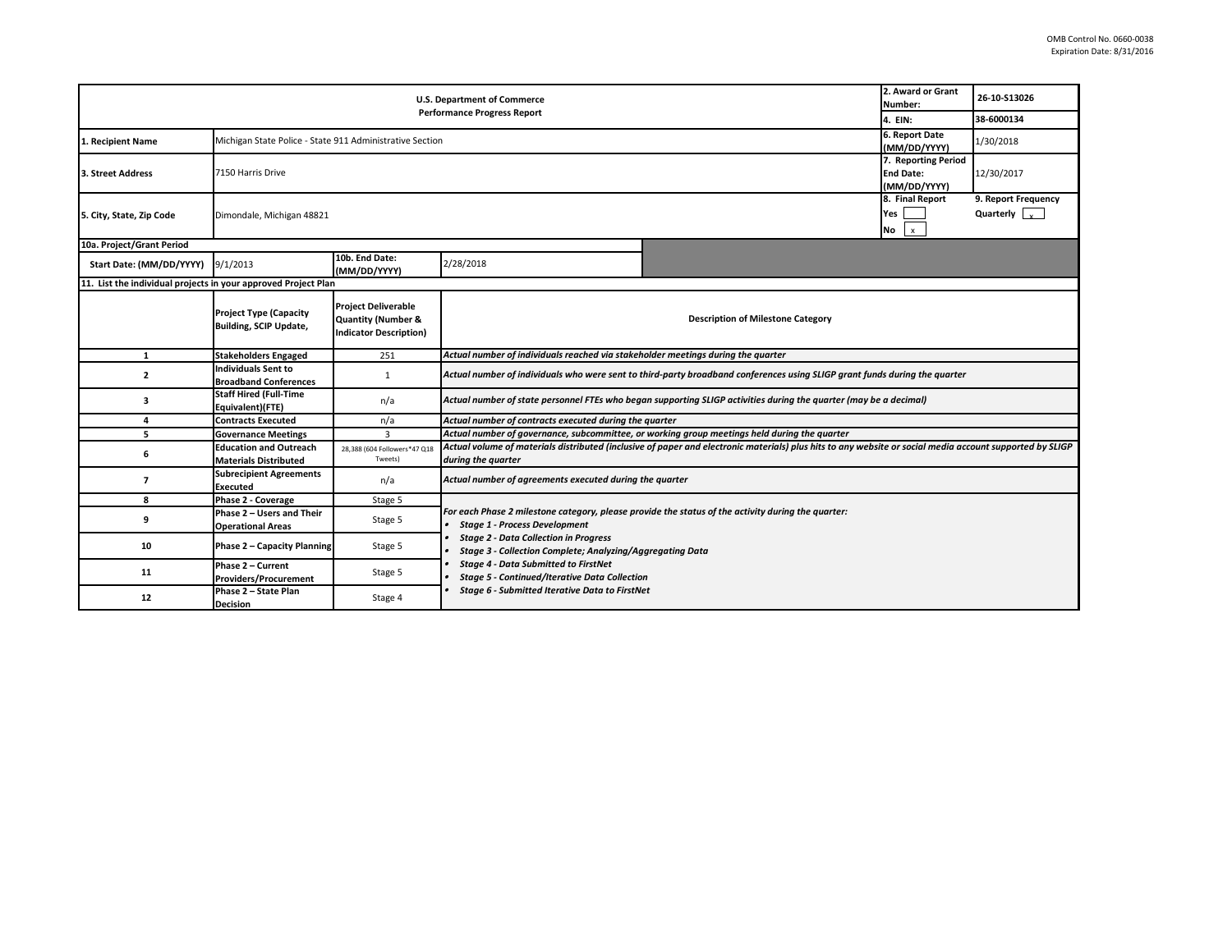OMB Control No. 0660-0038
Expiration Date: 8/31/2016

| U.S. Department of Commerce Performance Progress Report | | | 2. Award or Grant Number: | 26-10-S13026 |
|---|---|---|---|---|
| | | | 4. EIN: | 38-6000134 |
| 1. Recipient Name | Michigan State Police - State 911 Administrative Section | | 6. Report Date (MM/DD/YYYY) | 1/30/2018 |
| 3. Street Address | 7150 Harris Drive | | 7. Reporting Period End Date: (MM/DD/YYYY) | 12/30/2017 |
| 5. City, State, Zip Code | Dimondale, Michigan 48821 | | 8. Final Report Yes [ ] No [x] | 9. Report Frequency Quarterly [x] |

| 10a. Project/Grant Period | | | |
|---|---|---|---|
| Start Date: (MM/DD/YYYY) | 9/1/2013 | 10b. End Date: (MM/DD/YYYY) | 2/28/2018 |

**11. List the individual projects in your approved Project Plan**

| | Project Type (Capacity Building, SCIP Update, | Project Deliverable Quantity (Number & Indicator Description) | Description of Milestone Category |
|---|---|---|---|
| 1 | Stakeholders Engaged | 251 | *Actual number of individuals reached via stakeholder meetings during the quarter* |
| 2 | Individuals Sent to Broadband Conferences | 1 | *Actual number of individuals who were sent to third-party broadband conferences using SLIGP grant funds during the quarter* |
| 3 | Staff Hired (Full-Time Equivalent)(FTE) | n/a | *Actual number of state personnel FTEs who began supporting SLIGP activities during the quarter (may be a decimal)* |
| 4 | Contracts Executed | n/a | *Actual number of contracts executed during the quarter* |
| 5 | Governance Meetings | 3 | *Actual number of governance, subcommittee, or working group meetings held during the quarter* |
| 6 | Education and Outreach Materials Distributed | 28,388 (604 Followers*47 Q18 Tweets) | *Actual volume of materials distributed (inclusive of paper and electronic materials) plus hits to any website or social media account supported by SLIGP during the quarter* |
| 7 | Subrecipient Agreements Executed | n/a | *Actual number of agreements executed during the quarter* |
| 8 | Phase 2 - Coverage | Stage 5 | *For each Phase 2 milestone category, please provide the status of the activity during the quarter:* <br>• *Stage 1 - Process Development* <br>• *Stage 2 - Data Collection in Progress* <br>• *Stage 3 - Collection Complete; Analyzing/Aggregating Data* <br>• *Stage 4 - Data Submitted to FirstNet* <br>• *Stage 5 - Continued/Iterative Data Collection* <br>• *Stage 6 - Submitted Iterative Data to FirstNet* |
| 9 | Phase 2 – Users and Their Operational Areas | Stage 5 | |
| 10 | Phase 2 – Capacity Planning | Stage 5 | |
| 11 | Phase 2 – Current Providers/Procurement | Stage 5 | |
| 12 | Phase 2 – State Plan Decision | Stage 4 | |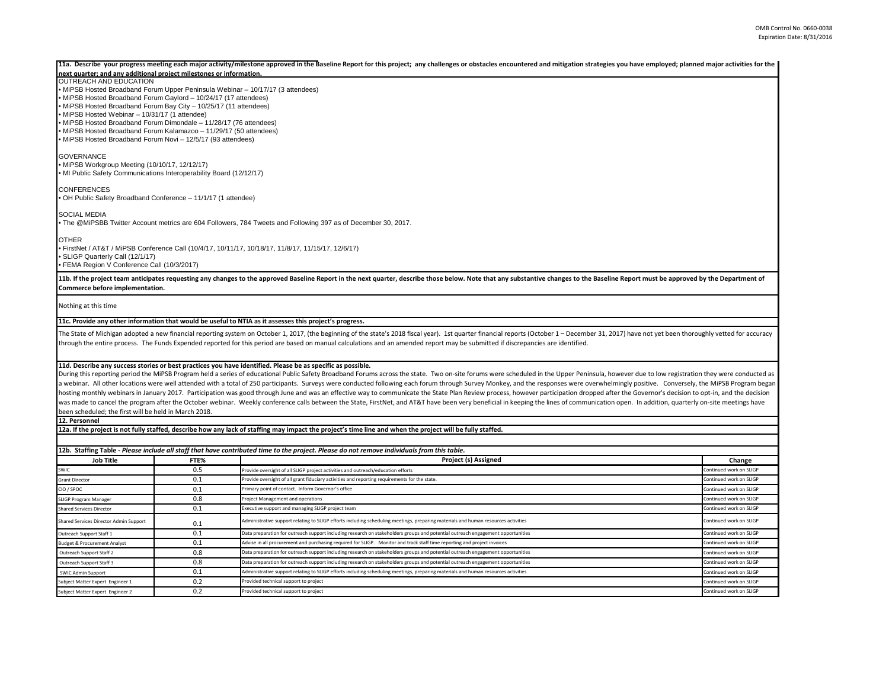**11a. Describe your progress meeting each major activity/milestone approved in the Baseline Report for this project; any challenges or obstacles encountered and mitigation strategies you have employed; planned major activities for the next quarter; and any additional project milestones or information.**

OUTREACH AND EDUCATION

- MiPSB Hosted Broadband Forum Upper Peninsula Webinar – 10/17/17 (3 attendees)
- MiPSB Hosted Broadband Forum Gaylord – 10/24/17 (17 attendees)
- MiPSB Hosted Broadband Forum Bay City – 10/25/17 (11 attendees)
- MiPSB Hosted Webinar – 10/31/17 (1 attendee)
- MiPSB Hosted Broadband Forum Dimondale – 11/28/17 (76 attendees)
- MiPSB Hosted Broadband Forum Kalamazoo – 11/29/17 (50 attendees)
- MiPSB Hosted Broadband Forum Novi – 12/5/17 (93 attendees)

GOVERNANCE

- MiPSB Workgroup Meeting (10/10/17, 12/12/17)
- MI Public Safety Communications Interoperability Board (12/12/17)

CONFERENCES

- OH Public Safety Broadband Conference – 11/1/17 (1 attendee)

SOCIAL MEDIA

- The @MiPSBB Twitter Account metrics are 604 Followers, 784 Tweets and Following 397 as of December 30, 2017.

OTHER

- FirstNet / AT&T / MiPSB Conference Call (10/4/17, 10/11/17, 10/18/17, 11/8/17, 11/15/17, 12/6/17)
- SLIGP Quarterly Call (12/1/17)
- FEMA Region V Conference Call (10/3/2017)

**11b. If the project team anticipates requesting any changes to the approved Baseline Report in the next quarter, describe those below. Note that any substantive changes to the Baseline Report must be approved by the Department of Commerce before implementation.**

Nothing at this time

**11c. Provide any other information that would be useful to NTIA as it assesses this project's progress.**

The State of Michigan adopted a new financial reporting system on October 1, 2017, (the beginning of the state's 2018 fiscal year). 1st quarter financial reports (October 1 – December 31, 2017) have not yet been thoroughly vetted for accuracy through the entire process. The Funds Expended reported for this period are based on manual calculations and an amended report may be submitted if discrepancies are identified.

**11d. Describe any success stories or best practices you have identified. Please be as specific as possible.**

During this reporting period the MiPSB Program held a series of educational Public Safety Broadband Forums across the state. Two on-site forums were scheduled in the Upper Peninsula, however due to low registration they were conducted as a webinar. All other locations were well attended with a total of 250 participants. Surveys were conducted following each forum through Survey Monkey, and the responses were overwhelmingly positive. Conversely, the MiPSB Program began hosting monthly webinars in January 2017. Participation was good through June and was an effective way to communicate the State Plan Review process, however participation dropped after the Governor's decision to opt-in, and the decision was made to cancel the program after the October webinar. Weekly conference calls between the State, FirstNet, and AT&T have been very beneficial in keeping the lines of communication open. In addition, quarterly on-site meetings have been scheduled; the first will be held in March 2018.

**12. Personnel**

**12a. If the project is not fully staffed, describe how any lack of staffing may impact the project's time line and when the project will be fully staffed.**

**12b. Staffing Table** - *Please include all staff that have contributed time to the project. Please do not remove individuals from this table.*

| Job Title | FTE% | Project (s) Assigned | Change |
|---|---|---|---|
| SWIC | 0.5 | Provide oversight of all SLIGP project activities and outreach/education efforts | Continued work on SLIGP |
| Grant Director | 0.1 | Provide oversight of all grant fiduciary activities and reporting requirements for the state. | Continued work on SLIGP |
| CIO / SPOC | 0.1 | Primary point of contact. Inform Governor's office | Continued work on SLIGP |
| SLIGP Program Manager | 0.8 | Project Management and operations | Continued work on SLIGP |
| Shared Services Director | 0.1 | Executive support and managing SLIGP project team | Continued work on SLIGP |
| Shared Services Director Admin Support | 0.1 | Administrative support relating to SLIGP efforts including scheduling meetings, preparing materials and human resources activities | Continued work on SLIGP |
| Outreach Support Staff 1 | 0.1 | Data preparation for outreach support including research on stakeholders groups and potential outreach engagement opportunities | Continued work on SLIGP |
| Budget & Procurement Analyst | 0.1 | Advise in all procurement and purchasing required for SLIGP. Monitor and track staff time reporting and project invoices | Continued work on SLIGP |
| Outreach Support Staff 2 | 0.8 | Data preparation for outreach support including research on stakeholders groups and potential outreach engagement opportunities | Continued work on SLIGP |
| Outreach Support Staff 3 | 0.8 | Data preparation for outreach support including research on stakeholders groups and potential outreach engagement opportunities | Continued work on SLIGP |
| SWIC Admin Support | 0.1 | Administrative support relating to SLIGP efforts including scheduling meetings, preparing materials and human resources activities | Continued work on SLIGP |
| Subject Matter Expert Engineer 1 | 0.2 | Provided technical support to project | Continued work on SLIGP |
| Subject Matter Expert Engineer 2 | 0.2 | Provided technical support to project | Continued work on SLIGP |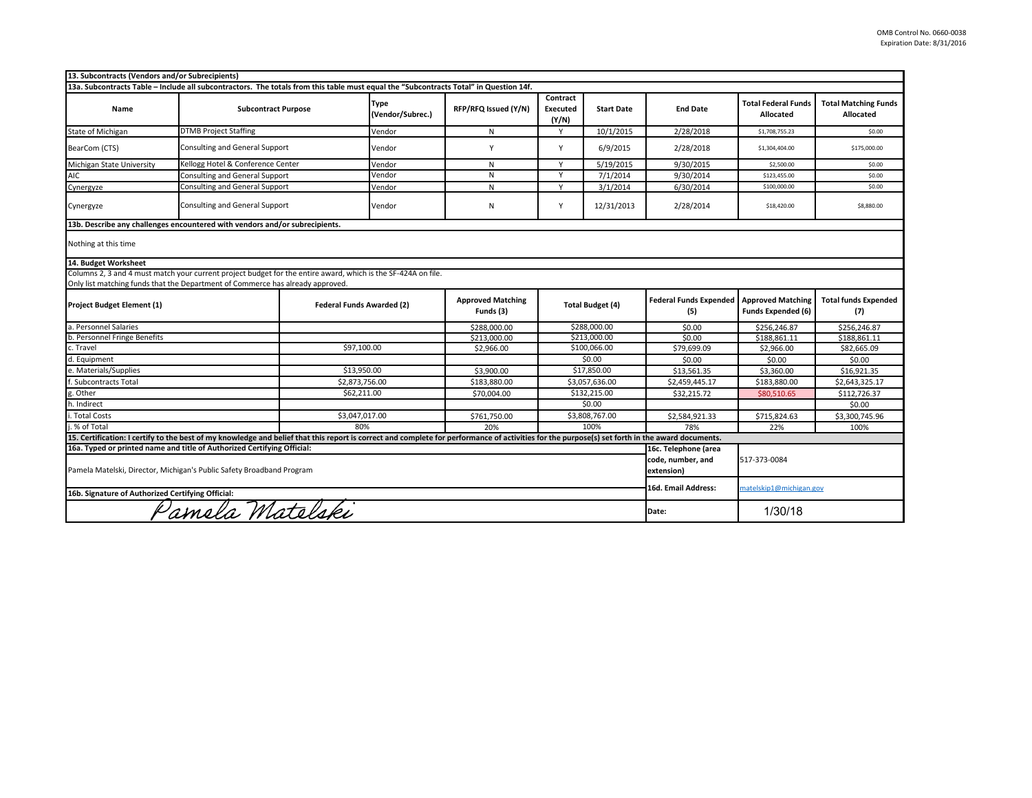OMB Control No. 0660-0038
Expiration Date: 8/31/2016

**13. Subcontracts (Vendors and/or Subrecipients)**

**13a. Subcontracts Table – Include all subcontractors. The totals from this table must equal the "Subcontracts Total" in Question 14f.**

| Name | Subcontract Purpose | Type (Vendor/Subrec.) | RFP/RFQ Issued (Y/N) | Contract Executed (Y/N) | Start Date | End Date | Total Federal Funds Allocated | Total Matching Funds Allocated |
|---|---|---|---|---|---|---|---|---|
| State of Michigan | DTMB Project Staffing | Vendor | N | Y | 10/1/2015 | 2/28/2018 | $1,708,755.23 | $0.00 |
| BearCom (CTS) | Consulting and General Support | Vendor | Y | Y | 6/9/2015 | 2/28/2018 | $1,304,404.00 | $175,000.00 |
| Michigan State University | Kellogg Hotel & Conference Center | Vendor | N | Y | 5/19/2015 | 9/30/2015 | $2,500.00 | $0.00 |
| AIC | Consulting and General Support | Vendor | N | Y | 7/1/2014 | 9/30/2014 | $123,455.00 | $0.00 |
| Cynergyze | Consulting and General Support | Vendor | N | Y | 3/1/2014 | 6/30/2014 | $100,000.00 | $0.00 |
| Cynergyze | Consulting and General Support | Vendor | N | Y | 12/31/2013 | 2/28/2014 | $18,420.00 | $8,880.00 |

**13b. Describe any challenges encountered with vendors and/or subrecipients.**

Nothing at this time

**14. Budget Worksheet**

Columns 2, 3 and 4 must match your current project budget for the entire award, which is the SF-424A on file.
Only list matching funds that the Department of Commerce has already approved.

| Project Budget Element (1) | Federal Funds Awarded (2) | Approved Matching Funds (3) | Total Budget (4) | Federal Funds Expended (5) | Approved Matching Funds Expended (6) | Total funds Expended (7) |
|---|---|---|---|---|---|---|
| a. Personnel Salaries | | $288,000.00 | $288,000.00 | $0.00 | $256,246.87 | $256,246.87 |
| b. Personnel Fringe Benefits | | $213,000.00 | $213,000.00 | $0.00 | $188,861.11 | $188,861.11 |
| c. Travel | $97,100.00 | $2,966.00 | $100,066.00 | $79,699.09 | $2,966.00 | $82,665.09 |
| d. Equipment | | | $0.00 | $0.00 | $0.00 | $0.00 |
| e. Materials/Supplies | $13,950.00 | $3,900.00 | $17,850.00 | $13,561.35 | $3,360.00 | $16,921.35 |
| f. Subcontracts Total | $2,873,756.00 | $183,880.00 | $3,057,636.00 | $2,459,445.17 | $183,880.00 | $2,643,325.17 |
| g. Other | $62,211.00 | $70,004.00 | $132,215.00 | $32,215.72 | $80,510.65 | $112,726.37 |
| h. Indirect | | | $0.00 | | | $0.00 |
| i. Total Costs | $3,047,017.00 | $761,750.00 | $3,808,767.00 | $2,584,921.33 | $715,824.63 | $3,300,745.96 |
| j. % of Total | 80% | 20% | 100% | 78% | 22% | 100% |

**15. Certification: I certify to the best of my knowledge and belief that this report is correct and complete for performance of activities for the purpose(s) set forth in the award documents.**

| | |
|---|---|
| **16a. Typed or printed name and title of Authorized Certifying Official:** Pamela Matelski, Director, Michigan's Public Safety Broadband Program | **16c. Telephone (area code, number, and extension)** 517-373-0084 |
| **16b. Signature of Authorized Certifying Official:** Pamela Matelski | **16d. Email Address:** matelskip1@michigan.gov |
| | **Date:** 1/30/18 |